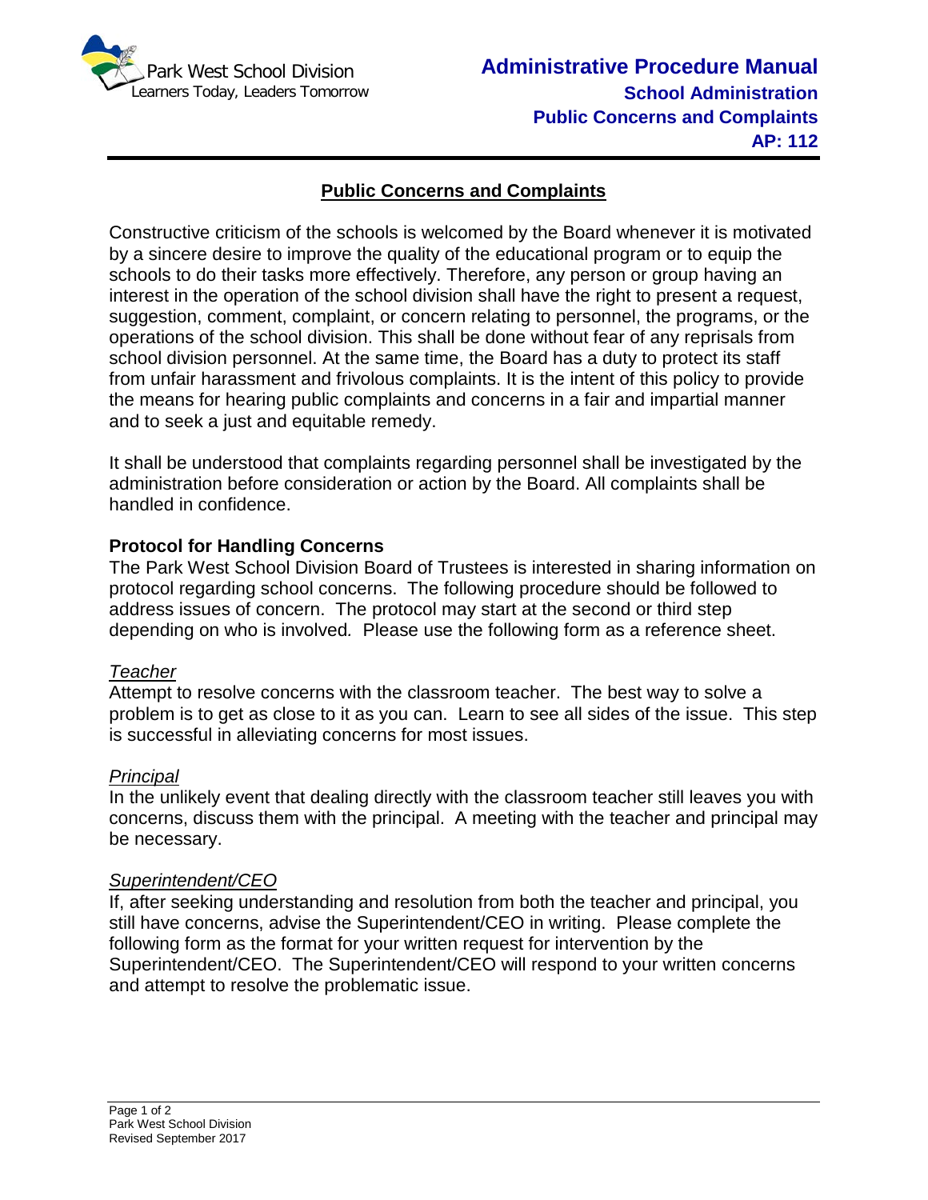# Public Concerns and Complaints

Constructive criticism of the schools is welcomed by the Board whenever it is motivated by a sincere desire to improve the quality of the educational program or to equip the schools to do their tasks more effectively. Therefore, any person or group having an interest in the operation of the school division shall have the right to present a request, suggestion, comment, complaint, or concern relating to personnel, the programs, or the operations of the school division. This shall be done without fear of any reprisals from school division personnel. At the same time, the Board has a duty to protect its staff from unfair harassment and frivolous complaints. It is the intent of this policy to provide the means for hearing public complaints and concerns in a fair and impartial manner and to seek a just and equitable remedy.

It shall be understood that complaints regarding personnel shall be investigated by the administration before consideration or action by the Board. All complaints shall be handled in confidence.

## Protocol for Handling Concerns

The Park West School Division Board of Trustees is interested in sharing information on protocol regarding school concerns. The following procedure should be followed to address issues of concern. The protocol may start at the second or third step depending on who is involved. Please use the following form as a reference sheet.

### *Teacher*

Attempt to resolve concerns with the classroom teacher. The best way to solve a problem is to get as close to it as you can. Learn to see all sides of the issue. This step is successful in alleviating concerns for most issues.

### *Principal*

In the unlikely event that dealing directly with the classroom teacher still leaves you with concerns, discuss them with the principal. A meeting with the teacher and principal may be necessary.

### *Superintendent/CEO*

If, after seeking understanding and resolution from both the teacher and principal, you still have concerns, advise the Superintendent/CEO in writing. Please complete the following form as the format for your written request for intervention by the Superintendent/CEO. The Superintendent/CEO will respond to your written concerns and attempt to resolve the problematic issue.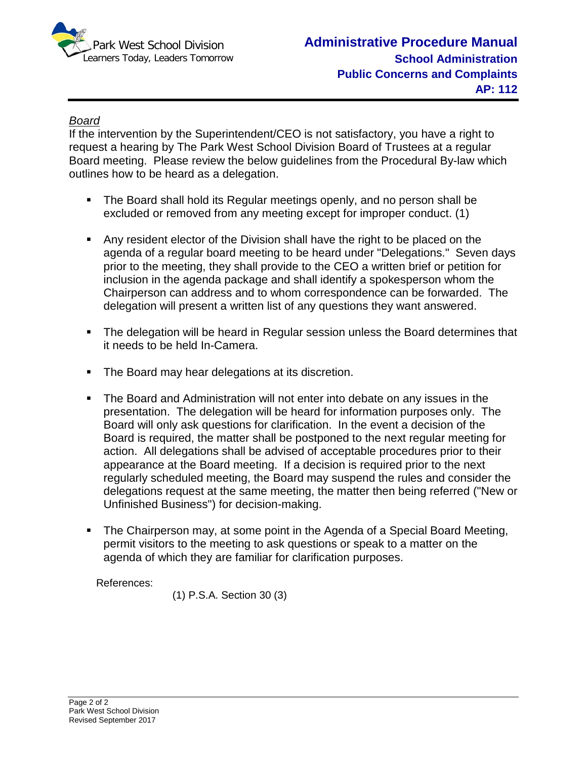*Board*

If the intervention by the Superintendent/CEO is not satisfactory, you have a right to request a hearing by The Park West School Division Board of Trustees at a regular Board meeting. Please review the below guidelines from the Procedural By-law which outlines how to be heard as a delegation.

- The Board shall hold its Regular meetings openly, and no person shall be excluded or removed from any meeting except for improper conduct. (1)
- Any resident elector of the Division shall have the right to be placed on the agenda of a regular board meeting to be heard under "Delegations." Seven days prior to the meeting, they shall provide to the CEO a written brief or petition for inclusion in the agenda package and shall identify a spokesperson whom the Chairperson can address and to whom correspondence can be forwarded. The delegation will present a written list of any questions they want answered.
- The delegation will be heard in Regular session unless the Board determines that it needs to be held In-Camera.
- The Board may hear delegations at its discretion.
- The Board and Administration will not enter into debate on any issues in the presentation. The delegation will be heard for information purposes only. The Board will only ask questions for clarification. In the event a decision of the Board is required, the matter shall be postponed to the next regular meeting for action. All delegations shall be advised of acceptable procedures prior to their appearance at the Board meeting. If a decision is required prior to the next regularly scheduled meeting, the Board may suspend the rules and consider the delegations request at the same meeting, the matter then being referred ("New or Unfinished Business") for decision-making.
- The Chairperson may, at some point in the Agenda of a Special Board Meeting, permit visitors to the meeting to ask questions or speak to a matter on the agenda of which they are familiar for clarification purposes.

References:

(1) P.S.A. Section 30 (3)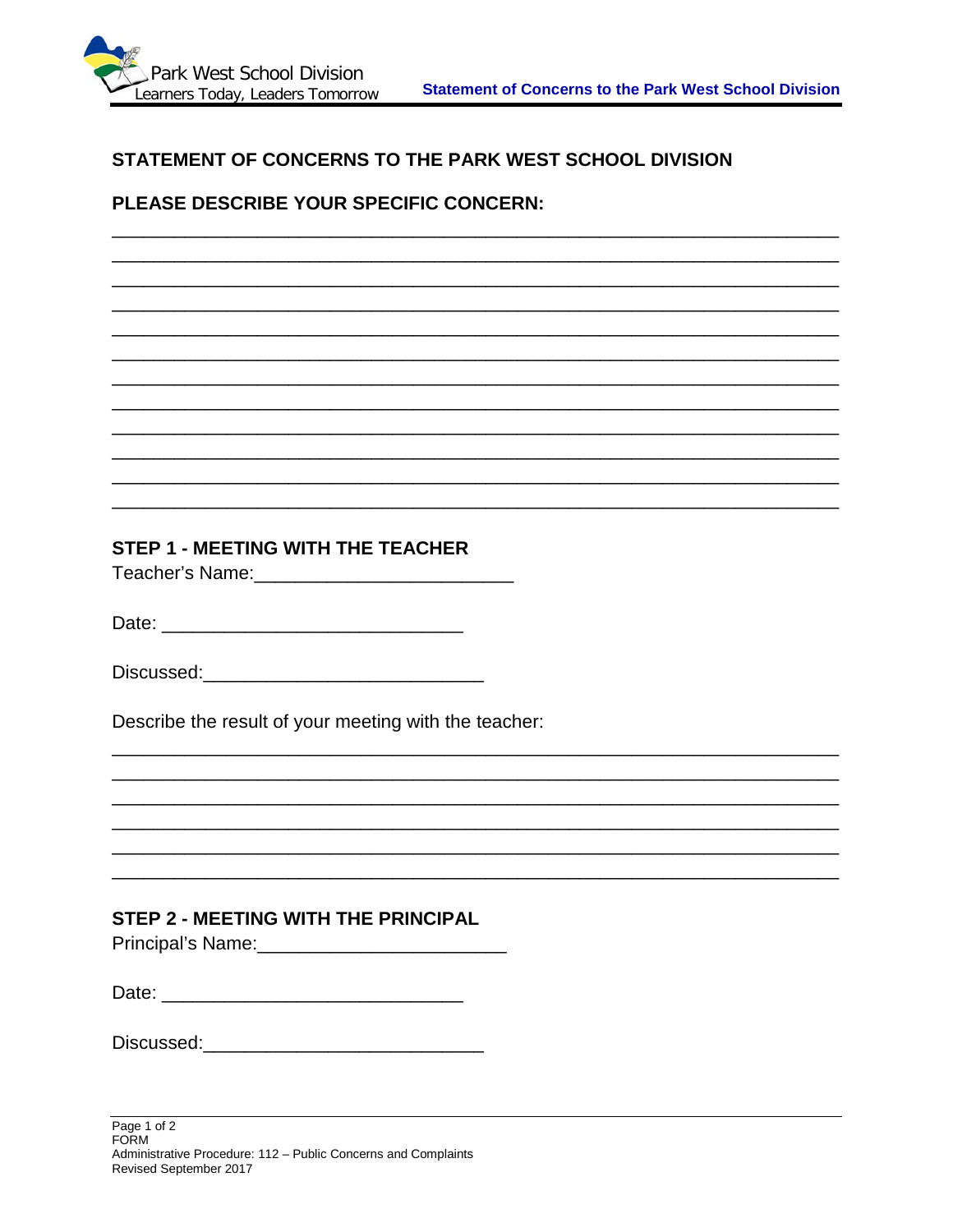## STATEMENT OF CONCERNS TO THE PARK WEST SCHOOL DIVISION

### PLEASE DESCRIBE YOUR SPECIFIC CONCERN:

____________________________________________________________________________
____________________________________________________________________________
____________________________________________________________________________
____________________________________________________________________________
____________________________________________________________________________
____________________________________________________________________________
____________________________________________________________________________
____________________________________________________________________________
____________________________________________________________________________
____________________________________________________________________________
____________________________________________________________________________
____________________________________________________________________________

### STEP 1 - MEETING WITH THE TEACHER

Teacher's Name:_________________________

Date: _____________________________

Discussed:___________________________

Describe the result of your meeting with the teacher:

____________________________________________________________________________
____________________________________________________________________________
____________________________________________________________________________
____________________________________________________________________________
____________________________________________________________________________
____________________________________________________________________________

### STEP 2 - MEETING WITH THE PRINCIPAL

Principal's Name:________________________

Date: _____________________________

Discussed:___________________________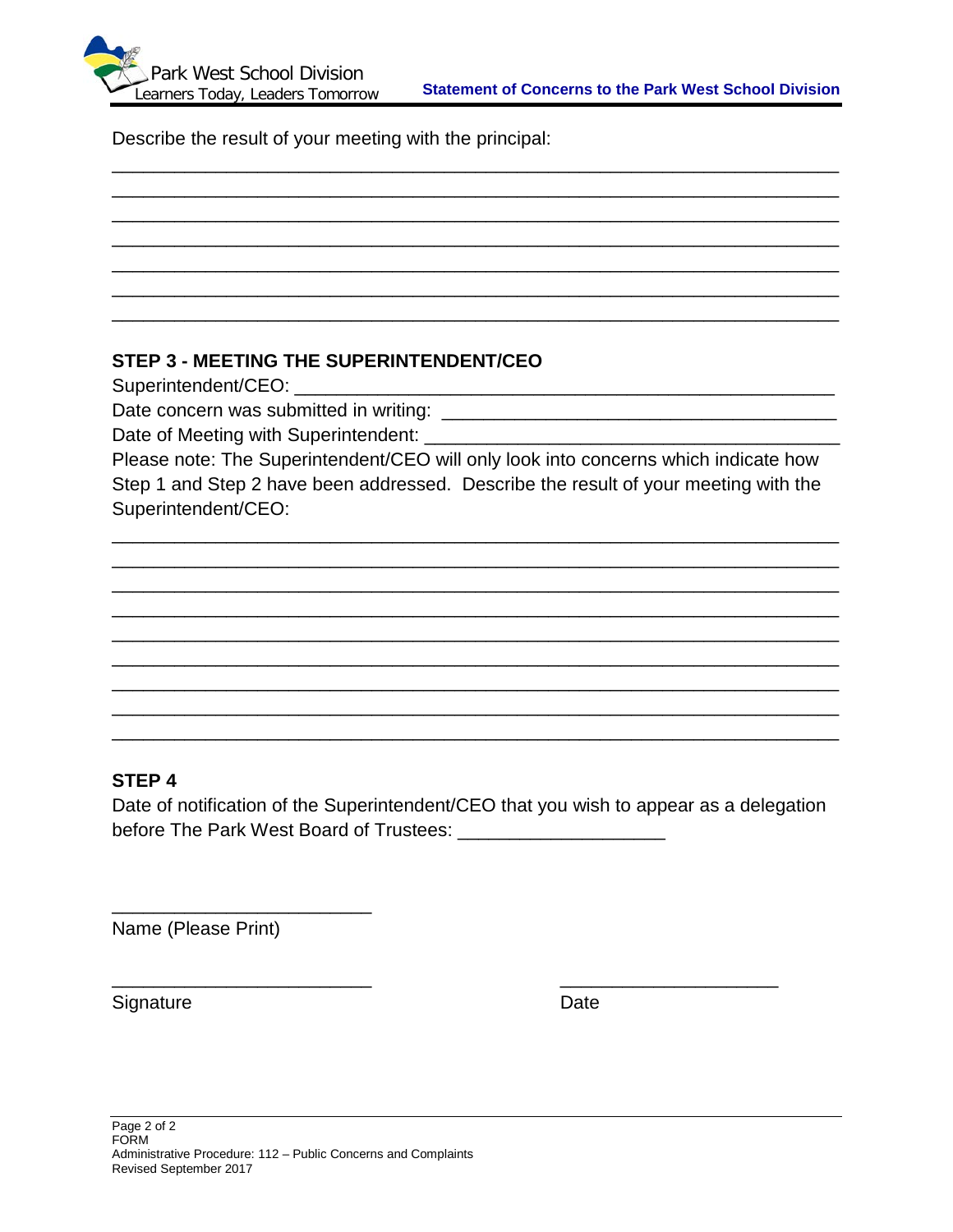Describe the result of your meeting with the principal:

\_\_\_\_\_\_\_\_\_\_\_\_\_\_\_\_\_\_\_\_\_\_\_\_\_\_\_\_\_\_\_\_\_\_\_\_\_\_\_\_\_\_\_\_\_\_\_\_\_\_\_\_\_\_\_\_\_\_\_\_\_\_\_\_\_\_\_\_\_\_

\_\_\_\_\_\_\_\_\_\_\_\_\_\_\_\_\_\_\_\_\_\_\_\_\_\_\_\_\_\_\_\_\_\_\_\_\_\_\_\_\_\_\_\_\_\_\_\_\_\_\_\_\_\_\_\_\_\_\_\_\_\_\_\_\_\_\_\_\_\_

\_\_\_\_\_\_\_\_\_\_\_\_\_\_\_\_\_\_\_\_\_\_\_\_\_\_\_\_\_\_\_\_\_\_\_\_\_\_\_\_\_\_\_\_\_\_\_\_\_\_\_\_\_\_\_\_\_\_\_\_\_\_\_\_\_\_\_\_\_\_

\_\_\_\_\_\_\_\_\_\_\_\_\_\_\_\_\_\_\_\_\_\_\_\_\_\_\_\_\_\_\_\_\_\_\_\_\_\_\_\_\_\_\_\_\_\_\_\_\_\_\_\_\_\_\_\_\_\_\_\_\_\_\_\_\_\_\_\_\_\_

\_\_\_\_\_\_\_\_\_\_\_\_\_\_\_\_\_\_\_\_\_\_\_\_\_\_\_\_\_\_\_\_\_\_\_\_\_\_\_\_\_\_\_\_\_\_\_\_\_\_\_\_\_\_\_\_\_\_\_\_\_\_\_\_\_\_\_\_\_\_

\_\_\_\_\_\_\_\_\_\_\_\_\_\_\_\_\_\_\_\_\_\_\_\_\_\_\_\_\_\_\_\_\_\_\_\_\_\_\_\_\_\_\_\_\_\_\_\_\_\_\_\_\_\_\_\_\_\_\_\_\_\_\_\_\_\_\_\_\_\_

\_\_\_\_\_\_\_\_\_\_\_\_\_\_\_\_\_\_\_\_\_\_\_\_\_\_\_\_\_\_\_\_\_\_\_\_\_\_\_\_\_\_\_\_\_\_\_\_\_\_\_\_\_\_\_\_\_\_\_\_\_\_\_\_\_\_\_\_\_\_

## STEP 3 - MEETING THE SUPERINTENDENT/CEO

Superintendent/CEO: \_\_\_\_\_\_\_\_\_\_\_\_\_\_\_\_\_\_\_\_\_\_\_\_\_\_\_\_\_\_\_\_\_\_\_\_\_\_\_\_\_\_\_\_\_\_\_\_\_\_

Date concern was submitted in writing: \_\_\_\_\_\_\_\_\_\_\_\_\_\_\_\_\_\_\_\_\_\_\_\_\_\_\_\_\_\_\_\_\_\_\_\_\_\_

Date of Meeting with Superintendent: \_\_\_\_\_\_\_\_\_\_\_\_\_\_\_\_\_\_\_\_\_\_\_\_\_\_\_\_\_\_\_\_\_\_\_\_\_\_\_\_

Please note: The Superintendent/CEO will only look into concerns which indicate how Step 1 and Step 2 have been addressed. Describe the result of your meeting with the Superintendent/CEO:

\_\_\_\_\_\_\_\_\_\_\_\_\_\_\_\_\_\_\_\_\_\_\_\_\_\_\_\_\_\_\_\_\_\_\_\_\_\_\_\_\_\_\_\_\_\_\_\_\_\_\_\_\_\_\_\_\_\_\_\_\_\_\_\_\_\_\_\_\_\_

\_\_\_\_\_\_\_\_\_\_\_\_\_\_\_\_\_\_\_\_\_\_\_\_\_\_\_\_\_\_\_\_\_\_\_\_\_\_\_\_\_\_\_\_\_\_\_\_\_\_\_\_\_\_\_\_\_\_\_\_\_\_\_\_\_\_\_\_\_\_

\_\_\_\_\_\_\_\_\_\_\_\_\_\_\_\_\_\_\_\_\_\_\_\_\_\_\_\_\_\_\_\_\_\_\_\_\_\_\_\_\_\_\_\_\_\_\_\_\_\_\_\_\_\_\_\_\_\_\_\_\_\_\_\_\_\_\_\_\_\_

\_\_\_\_\_\_\_\_\_\_\_\_\_\_\_\_\_\_\_\_\_\_\_\_\_\_\_\_\_\_\_\_\_\_\_\_\_\_\_\_\_\_\_\_\_\_\_\_\_\_\_\_\_\_\_\_\_\_\_\_\_\_\_\_\_\_\_\_\_\_

\_\_\_\_\_\_\_\_\_\_\_\_\_\_\_\_\_\_\_\_\_\_\_\_\_\_\_\_\_\_\_\_\_\_\_\_\_\_\_\_\_\_\_\_\_\_\_\_\_\_\_\_\_\_\_\_\_\_\_\_\_\_\_\_\_\_\_\_\_\_

\_\_\_\_\_\_\_\_\_\_\_\_\_\_\_\_\_\_\_\_\_\_\_\_\_\_\_\_\_\_\_\_\_\_\_\_\_\_\_\_\_\_\_\_\_\_\_\_\_\_\_\_\_\_\_\_\_\_\_\_\_\_\_\_\_\_\_\_\_\_

\_\_\_\_\_\_\_\_\_\_\_\_\_\_\_\_\_\_\_\_\_\_\_\_\_\_\_\_\_\_\_\_\_\_\_\_\_\_\_\_\_\_\_\_\_\_\_\_\_\_\_\_\_\_\_\_\_\_\_\_\_\_\_\_\_\_\_\_\_\_

\_\_\_\_\_\_\_\_\_\_\_\_\_\_\_\_\_\_\_\_\_\_\_\_\_\_\_\_\_\_\_\_\_\_\_\_\_\_\_\_\_\_\_\_\_\_\_\_\_\_\_\_\_\_\_\_\_\_\_\_\_\_\_\_\_\_\_\_\_\_

\_\_\_\_\_\_\_\_\_\_\_\_\_\_\_\_\_\_\_\_\_\_\_\_\_\_\_\_\_\_\_\_\_\_\_\_\_\_\_\_\_\_\_\_\_\_\_\_\_\_\_\_\_\_\_\_\_\_\_\_\_\_\_\_\_\_\_\_\_\_

## STEP 4

Date of notification of the Superintendent/CEO that you wish to appear as a delegation before The Park West Board of Trustees: \_\_\_\_\_\_\_\_\_\_\_\_\_\_\_\_\_\_\_\_

\_\_\_\_\_\_\_\_\_\_\_\_\_\_\_\_\_\_\_\_\_\_\_\_\_\_

Name (Please Print)

\_\_\_\_\_\_\_\_\_\_\_\_\_\_\_\_\_\_\_\_\_\_\_\_\_\_ \_\_\_\_\_\_\_\_\_\_\_\_\_\_\_\_\_\_\_\_\_\_

Signature Date

FORM
Administrative Procedure: 112 – Public Concerns and Complaints
Revised September 2017